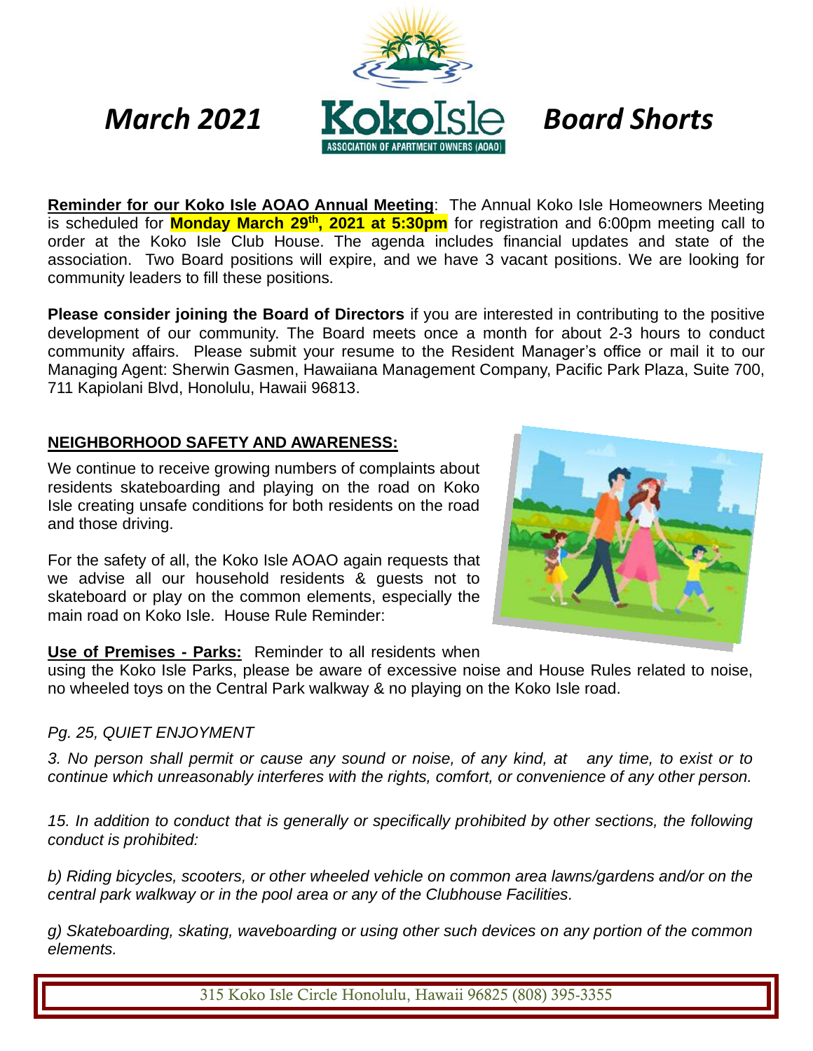# *March 2021* KokoIsle *Board Shorts*

ASSOCIATION OF APARTMENT OWNERS (AOAO)

**Reminder for our Koko Isle AOAO Annual Meeting**: The Annual Koko Isle Homeowners Meeting is scheduled for **Monday March 29th, 2021 at 5:30pm** for registration and 6:00pm meeting call to order at the Koko Isle Club House. The agenda includes financial updates and state of the association. Two Board positions will expire, and we have 3 vacant positions. We are looking for community leaders to fill these positions.

**Please consider joining the Board of Directors** if you are interested in contributing to the positive development of our community. The Board meets once a month for about 2-3 hours to conduct community affairs. Please submit your resume to the Resident Manager's office or mail it to our Managing Agent: Sherwin Gasmen, Hawaiiana Management Company, Pacific Park Plaza, Suite 700, 711 Kapiolani Blvd, Honolulu, Hawaii 96813.

## NEIGHBORHOOD SAFETY AND AWARENESS:

We continue to receive growing numbers of complaints about residents skateboarding and playing on the road on Koko Isle creating unsafe conditions for both residents on the road and those driving.

For the safety of all, the Koko Isle AOAO again requests that we advise all our household residents & guests not to skateboard or play on the common elements, especially the main road on Koko Isle. House Rule Reminder:

**Use of Premises - Parks:** Reminder to all residents when using the Koko Isle Parks, please be aware of excessive noise and House Rules related to noise, no wheeled toys on the Central Park walkway & no playing on the Koko Isle road.

*Pg. 25, QUIET ENJOYMENT*

*3. No person shall permit or cause any sound or noise, of any kind, at any time, to exist or to continue which unreasonably interferes with the rights, comfort, or convenience of any other person.*

*15. In addition to conduct that is generally or specifically prohibited by other sections, the following conduct is prohibited:*

*b) Riding bicycles, scooters, or other wheeled vehicle on common area lawns/gardens and/or on the central park walkway or in the pool area or any of the Clubhouse Facilities.*

*g) Skateboarding, skating, waveboarding or using other such devices on any portion of the common elements.*

315 Koko Isle Circle Honolulu, Hawaii 96825 (808) 395-3355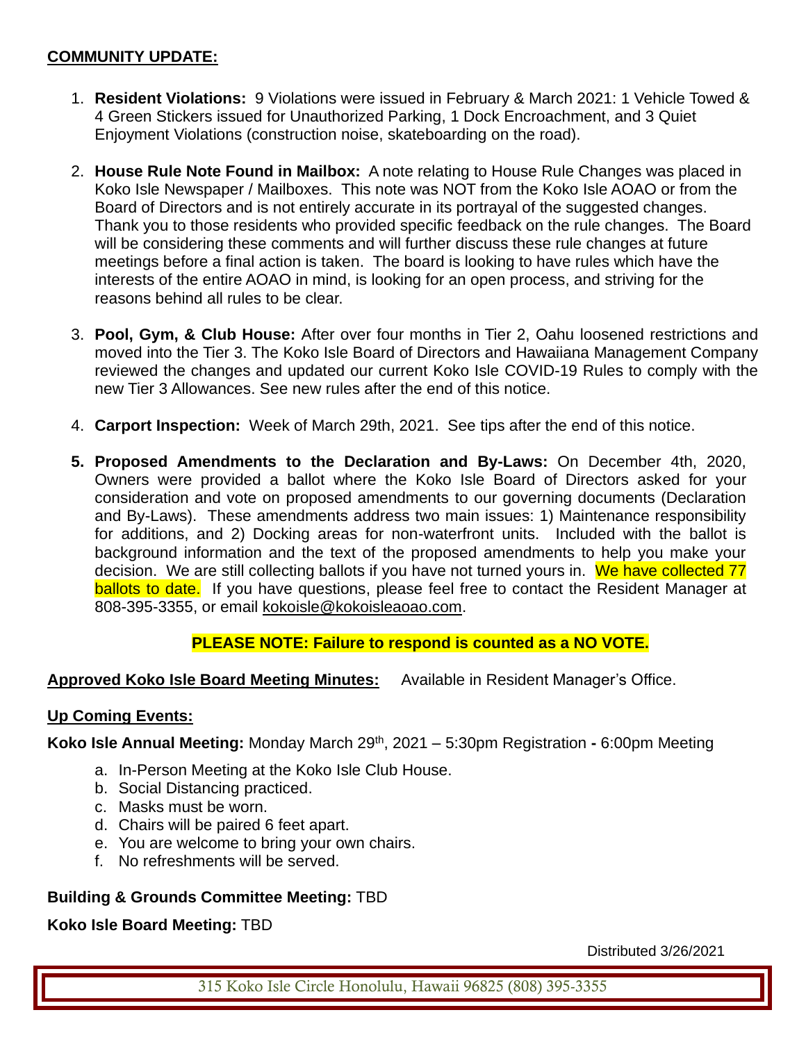**COMMUNITY UPDATE:**

1. **Resident Violations:** 9 Violations were issued in February & March 2021: 1 Vehicle Towed & 4 Green Stickers issued for Unauthorized Parking, 1 Dock Encroachment, and 3 Quiet Enjoyment Violations (construction noise, skateboarding on the road).

2. **House Rule Note Found in Mailbox:** A note relating to House Rule Changes was placed in Koko Isle Newspaper / Mailboxes. This note was NOT from the Koko Isle AOAO or from the Board of Directors and is not entirely accurate in its portrayal of the suggested changes. Thank you to those residents who provided specific feedback on the rule changes. The Board will be considering these comments and will further discuss these rule changes at future meetings before a final action is taken. The board is looking to have rules which have the interests of the entire AOAO in mind, is looking for an open process, and striving for the reasons behind all rules to be clear.

3. **Pool, Gym, & Club House:** After over four months in Tier 2, Oahu loosened restrictions and moved into the Tier 3. The Koko Isle Board of Directors and Hawaiiana Management Company reviewed the changes and updated our current Koko Isle COVID-19 Rules to comply with the new Tier 3 Allowances. See new rules after the end of this notice.

4. **Carport Inspection:** Week of March 29th, 2021. See tips after the end of this notice.

5. **Proposed Amendments to the Declaration and By-Laws:** On December 4th, 2020, Owners were provided a ballot where the Koko Isle Board of Directors asked for your consideration and vote on proposed amendments to our governing documents (Declaration and By-Laws). These amendments address two main issues: 1) Maintenance responsibility for additions, and 2) Docking areas for non-waterfront units. Included with the ballot is background information and the text of the proposed amendments to help you make your decision. We are still collecting ballots if you have not turned yours in. We have collected 77 ballots to date. If you have questions, please feel free to contact the Resident Manager at 808-395-3355, or email kokoisle@kokoisleaoao.com.

**PLEASE NOTE: Failure to respond is counted as a NO VOTE.**

**Approved Koko Isle Board Meeting Minutes:** Available in Resident Manager's Office.

**Up Coming Events:**

**Koko Isle Annual Meeting:** Monday March 29th, 2021 – 5:30pm Registration **-** 6:00pm Meeting

a. In-Person Meeting at the Koko Isle Club House.
b. Social Distancing practiced.
c. Masks must be worn.
d. Chairs will be paired 6 feet apart.
e. You are welcome to bring your own chairs.
f. No refreshments will be served.

**Building & Grounds Committee Meeting:** TBD

**Koko Isle Board Meeting:** TBD

Distributed 3/26/2021

315 Koko Isle Circle Honolulu, Hawaii 96825 (808) 395-3355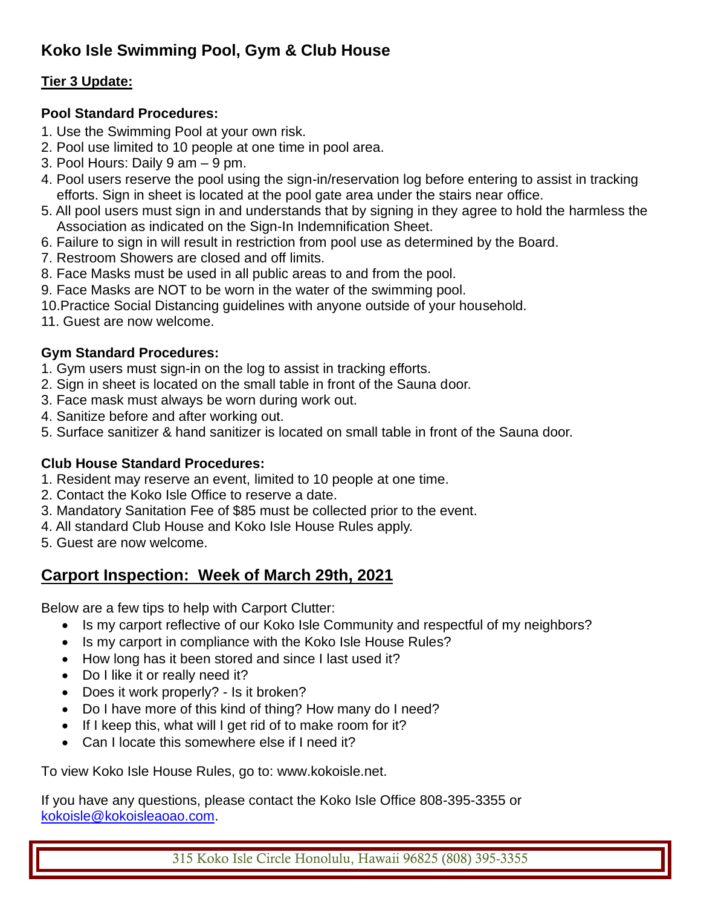## Koko Isle Swimming Pool, Gym & Club House

**Tier 3 Update:**

**Pool Standard Procedures:**

1. Use the Swimming Pool at your own risk.
2. Pool use limited to 10 people at one time in pool area.
3. Pool Hours: Daily 9 am – 9 pm.
4. Pool users reserve the pool using the sign-in/reservation log before entering to assist in tracking efforts. Sign in sheet is located at the pool gate area under the stairs near office.
5. All pool users must sign in and understands that by signing in they agree to hold the harmless the Association as indicated on the Sign-In Indemnification Sheet.
6. Failure to sign in will result in restriction from pool use as determined by the Board.
7. Restroom Showers are closed and off limits.
8. Face Masks must be used in all public areas to and from the pool.
9. Face Masks are NOT to be worn in the water of the swimming pool.
10. Practice Social Distancing guidelines with anyone outside of your household.
11. Guest are now welcome.

**Gym Standard Procedures:**

1. Gym users must sign-in on the log to assist in tracking efforts.
2. Sign in sheet is located on the small table in front of the Sauna door.
3. Face mask must always be worn during work out.
4. Sanitize before and after working out.
5. Surface sanitizer & hand sanitizer is located on small table in front of the Sauna door.

**Club House Standard Procedures:**

1. Resident may reserve an event, limited to 10 people at one time.
2. Contact the Koko Isle Office to reserve a date.
3. Mandatory Sanitation Fee of $85 must be collected prior to the event.
4. All standard Club House and Koko Isle House Rules apply.
5. Guest are now welcome.

## Carport Inspection: Week of March 29th, 2021

Below are a few tips to help with Carport Clutter:

- Is my carport reflective of our Koko Isle Community and respectful of my neighbors?
- Is my carport in compliance with the Koko Isle House Rules?
- How long has it been stored and since I last used it?
- Do I like it or really need it?
- Does it work properly? - Is it broken?
- Do I have more of this kind of thing? How many do I need?
- If I keep this, what will I get rid of to make room for it?
- Can I locate this somewhere else if I need it?

To view Koko Isle House Rules, go to: www.kokoisle.net.

If you have any questions, please contact the Koko Isle Office 808-395-3355 or kokoisle@kokoisleaoao.com.

315 Koko Isle Circle Honolulu, Hawaii 96825 (808) 395-3355